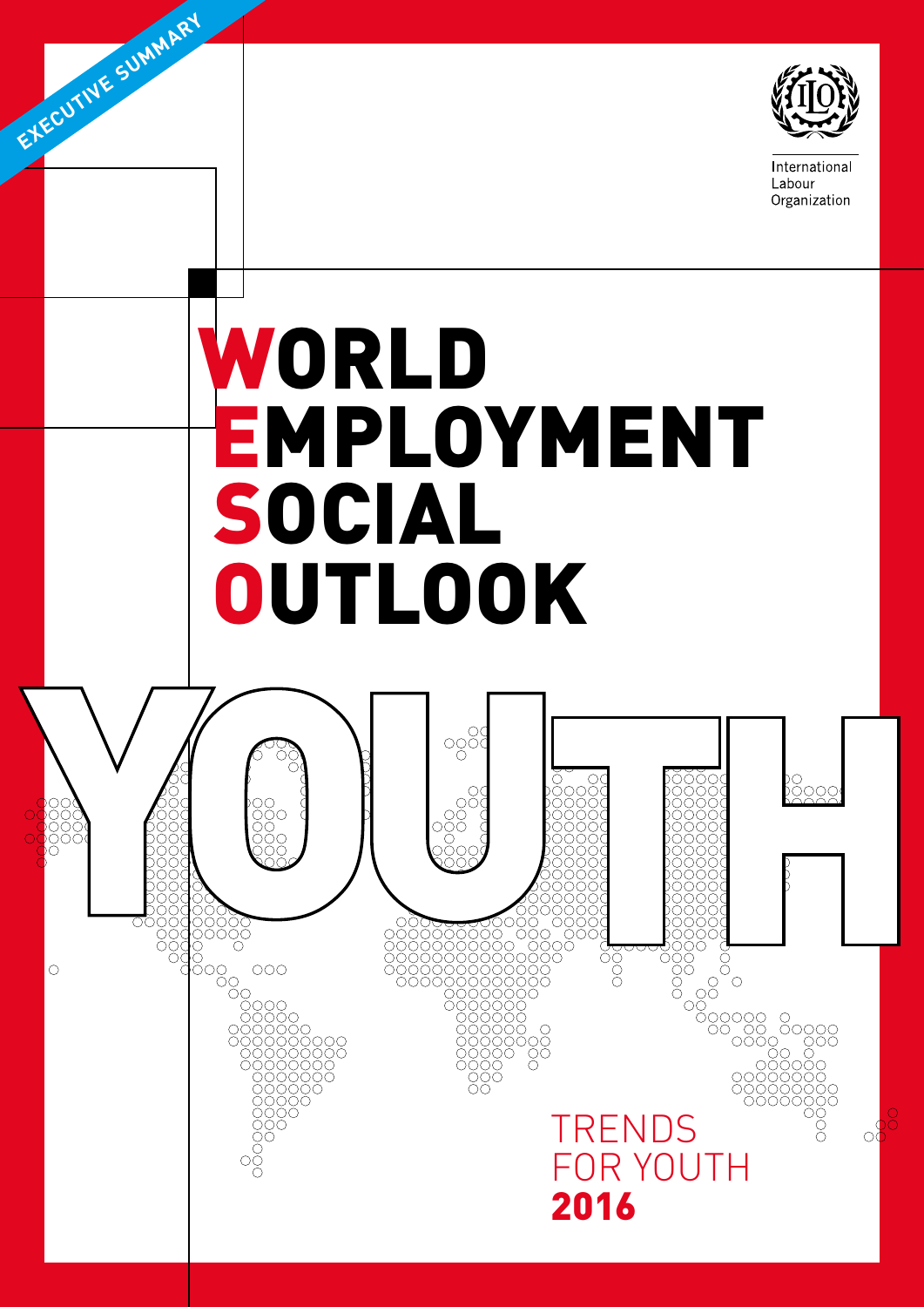EXECUTIVE SUMMARY

International Labour Organization

# WORLD EMPLOYMENT SOCIAL OUTLOOK

# YOUTH

TRENDS FOR YOUTH **2016**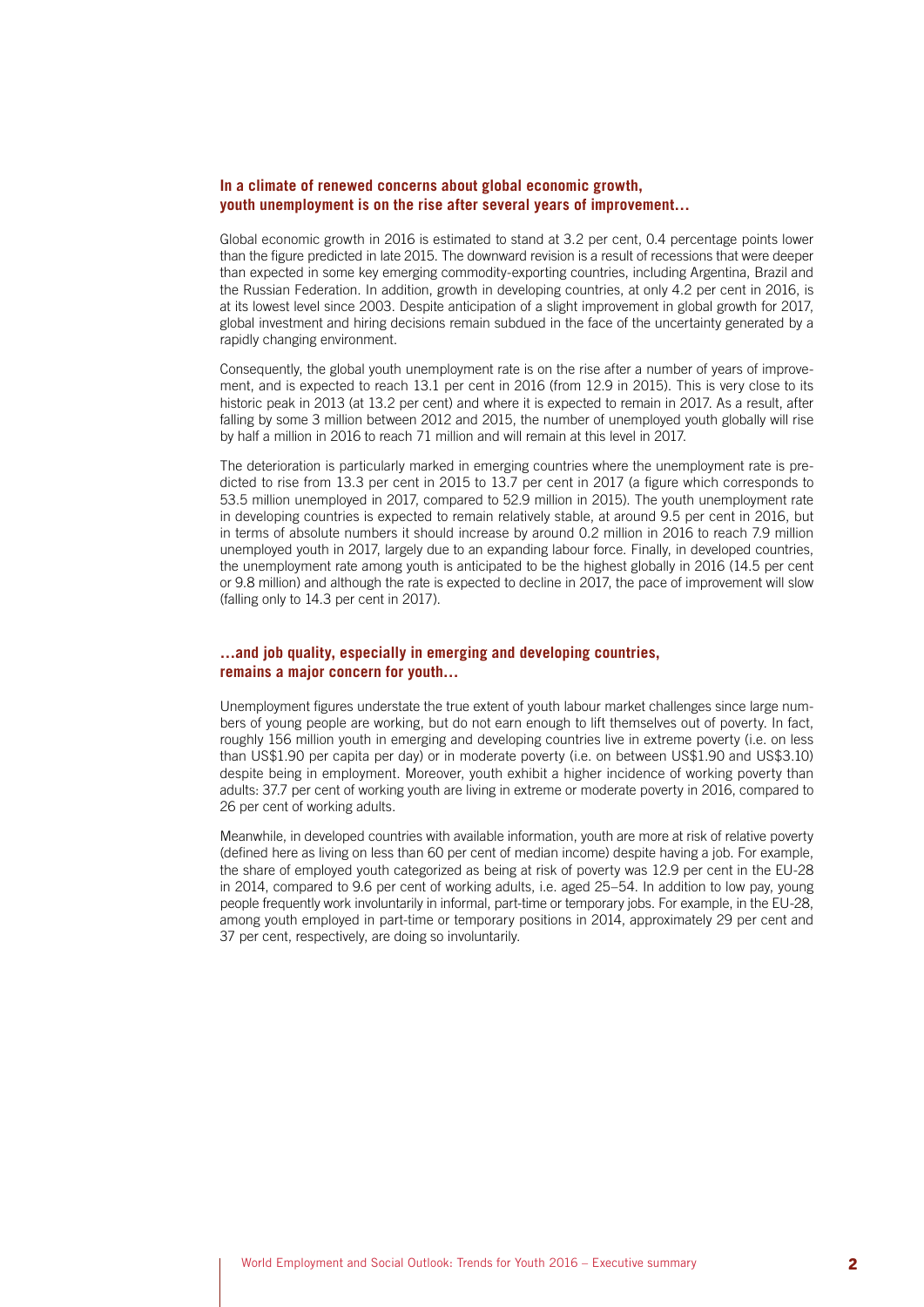## In a climate of renewed concerns about global economic growth, youth unemployment is on the rise after several years of improvement…

Global economic growth in 2016 is estimated to stand at 3.2 per cent, 0.4 percentage points lower than the figure predicted in late 2015. The downward revision is a result of recessions that were deeper than expected in some key emerging commodity-exporting countries, including Argentina, Brazil and the Russian Federation. In addition, growth in developing countries, at only 4.2 per cent in 2016, is at its lowest level since 2003. Despite anticipation of a slight improvement in global growth for 2017, global investment and hiring decisions remain subdued in the face of the uncertainty generated by a rapidly changing environment.

Consequently, the global youth unemployment rate is on the rise after a number of years of improvement, and is expected to reach 13.1 per cent in 2016 (from 12.9 in 2015). This is very close to its historic peak in 2013 (at 13.2 per cent) and where it is expected to remain in 2017. As a result, after falling by some 3 million between 2012 and 2015, the number of unemployed youth globally will rise by half a million in 2016 to reach 71 million and will remain at this level in 2017.

The deterioration is particularly marked in emerging countries where the unemployment rate is predicted to rise from 13.3 per cent in 2015 to 13.7 per cent in 2017 (a figure which corresponds to 53.5 million unemployed in 2017, compared to 52.9 million in 2015). The youth unemployment rate in developing countries is expected to remain relatively stable, at around 9.5 per cent in 2016, but in terms of absolute numbers it should increase by around 0.2 million in 2016 to reach 7.9 million unemployed youth in 2017, largely due to an expanding labour force. Finally, in developed countries, the unemployment rate among youth is anticipated to be the highest globally in 2016 (14.5 per cent or 9.8 million) and although the rate is expected to decline in 2017, the pace of improvement will slow (falling only to 14.3 per cent in 2017).

## …and job quality, especially in emerging and developing countries, remains a major concern for youth…

Unemployment figures understate the true extent of youth labour market challenges since large numbers of young people are working, but do not earn enough to lift themselves out of poverty. In fact, roughly 156 million youth in emerging and developing countries live in extreme poverty (i.e. on less than US$1.90 per capita per day) or in moderate poverty (i.e. on between US$1.90 and US$3.10) despite being in employment. Moreover, youth exhibit a higher incidence of working poverty than adults: 37.7 per cent of working youth are living in extreme or moderate poverty in 2016, compared to 26 per cent of working adults.

Meanwhile, in developed countries with available information, youth are more at risk of relative poverty (defined here as living on less than 60 per cent of median income) despite having a job. For example, the share of employed youth categorized as being at risk of poverty was 12.9 per cent in the EU-28 in 2014, compared to 9.6 per cent of working adults, i.e. aged 25–54. In addition to low pay, young people frequently work involuntarily in informal, part-time or temporary jobs. For example, in the EU-28, among youth employed in part-time or temporary positions in 2014, approximately 29 per cent and 37 per cent, respectively, are doing so involuntarily.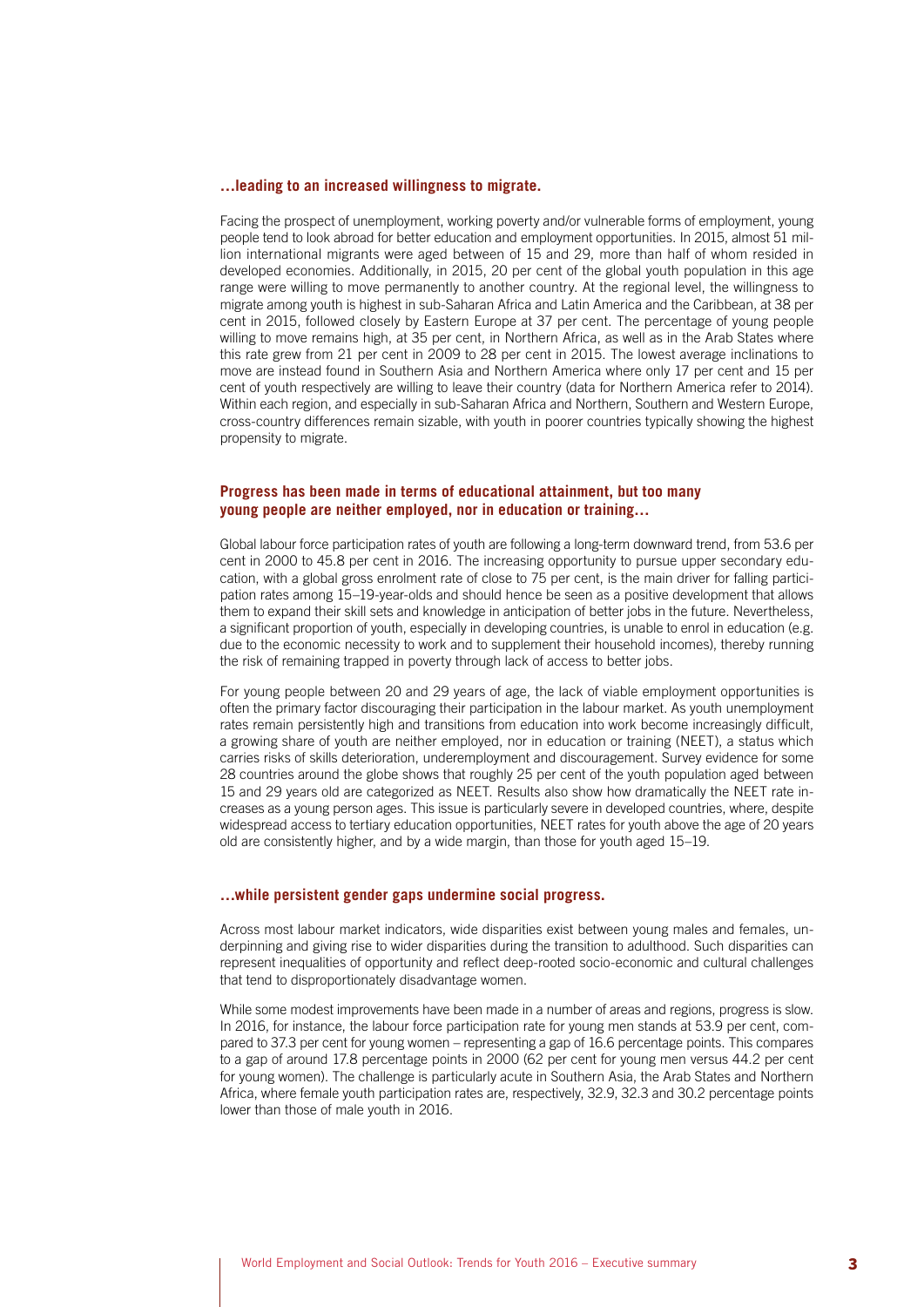### …leading to an increased willingness to migrate.

Facing the prospect of unemployment, working poverty and/or vulnerable forms of employment, young people tend to look abroad for better education and employment opportunities. In 2015, almost 51 million international migrants were aged between of 15 and 29, more than half of whom resided in developed economies. Additionally, in 2015, 20 per cent of the global youth population in this age range were willing to move permanently to another country. At the regional level, the willingness to migrate among youth is highest in sub-Saharan Africa and Latin America and the Caribbean, at 38 per cent in 2015, followed closely by Eastern Europe at 37 per cent. The percentage of young people willing to move remains high, at 35 per cent, in Northern Africa, as well as in the Arab States where this rate grew from 21 per cent in 2009 to 28 per cent in 2015. The lowest average inclinations to move are instead found in Southern Asia and Northern America where only 17 per cent and 15 per cent of youth respectively are willing to leave their country (data for Northern America refer to 2014). Within each region, and especially in sub-Saharan Africa and Northern, Southern and Western Europe, cross-country differences remain sizable, with youth in poorer countries typically showing the highest propensity to migrate.

### Progress has been made in terms of educational attainment, but too many young people are neither employed, nor in education or training…

Global labour force participation rates of youth are following a long-term downward trend, from 53.6 per cent in 2000 to 45.8 per cent in 2016. The increasing opportunity to pursue upper secondary education, with a global gross enrolment rate of close to 75 per cent, is the main driver for falling participation rates among 15–19-year-olds and should hence be seen as a positive development that allows them to expand their skill sets and knowledge in anticipation of better jobs in the future. Nevertheless, a significant proportion of youth, especially in developing countries, is unable to enrol in education (e.g. due to the economic necessity to work and to supplement their household incomes), thereby running the risk of remaining trapped in poverty through lack of access to better jobs.

For young people between 20 and 29 years of age, the lack of viable employment opportunities is often the primary factor discouraging their participation in the labour market. As youth unemployment rates remain persistently high and transitions from education into work become increasingly difficult, a growing share of youth are neither employed, nor in education or training (NEET), a status which carries risks of skills deterioration, underemployment and discouragement. Survey evidence for some 28 countries around the globe shows that roughly 25 per cent of the youth population aged between 15 and 29 years old are categorized as NEET. Results also show how dramatically the NEET rate increases as a young person ages. This issue is particularly severe in developed countries, where, despite widespread access to tertiary education opportunities, NEET rates for youth above the age of 20 years old are consistently higher, and by a wide margin, than those for youth aged 15–19.

### …while persistent gender gaps undermine social progress.

Across most labour market indicators, wide disparities exist between young males and females, underpinning and giving rise to wider disparities during the transition to adulthood. Such disparities can represent inequalities of opportunity and reflect deep-rooted socio-economic and cultural challenges that tend to disproportionately disadvantage women.

While some modest improvements have been made in a number of areas and regions, progress is slow. In 2016, for instance, the labour force participation rate for young men stands at 53.9 per cent, compared to 37.3 per cent for young women – representing a gap of 16.6 percentage points. This compares to a gap of around 17.8 percentage points in 2000 (62 per cent for young men versus 44.2 per cent for young women). The challenge is particularly acute in Southern Asia, the Arab States and Northern Africa, where female youth participation rates are, respectively, 32.9, 32.3 and 30.2 percentage points lower than those of male youth in 2016.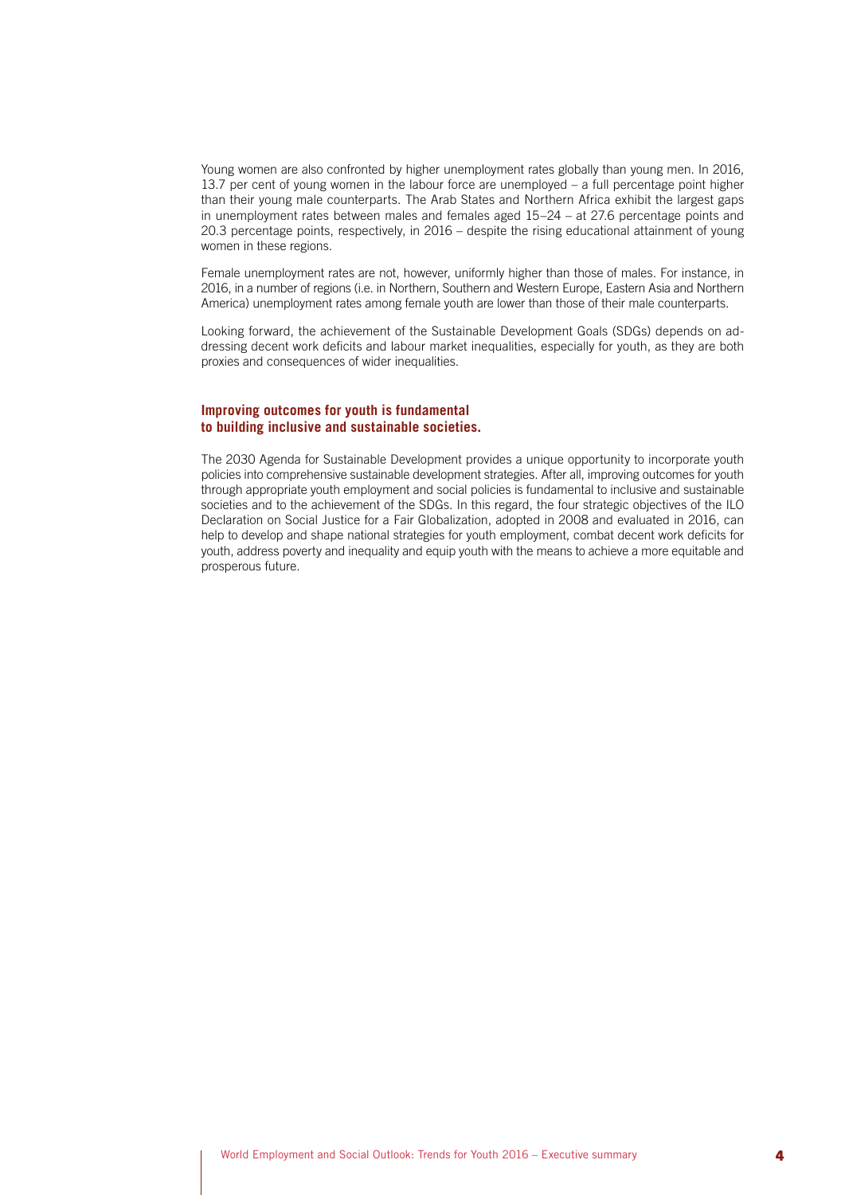Young women are also confronted by higher unemployment rates globally than young men. In 2016, 13.7 per cent of young women in the labour force are unemployed – a full percentage point higher than their young male counterparts. The Arab States and Northern Africa exhibit the largest gaps in unemployment rates between males and females aged 15–24 – at 27.6 percentage points and 20.3 percentage points, respectively, in 2016 – despite the rising educational attainment of young women in these regions.

Female unemployment rates are not, however, uniformly higher than those of males. For instance, in 2016, in a number of regions (i.e. in Northern, Southern and Western Europe, Eastern Asia and Northern America) unemployment rates among female youth are lower than those of their male counterparts.

Looking forward, the achievement of the Sustainable Development Goals (SDGs) depends on addressing decent work deficits and labour market inequalities, especially for youth, as they are both proxies and consequences of wider inequalities.

## Improving outcomes for youth is fundamental to building inclusive and sustainable societies.

The 2030 Agenda for Sustainable Development provides a unique opportunity to incorporate youth policies into comprehensive sustainable development strategies. After all, improving outcomes for youth through appropriate youth employment and social policies is fundamental to inclusive and sustainable societies and to the achievement of the SDGs. In this regard, the four strategic objectives of the ILO Declaration on Social Justice for a Fair Globalization, adopted in 2008 and evaluated in 2016, can help to develop and shape national strategies for youth employment, combat decent work deficits for youth, address poverty and inequality and equip youth with the means to achieve a more equitable and prosperous future.